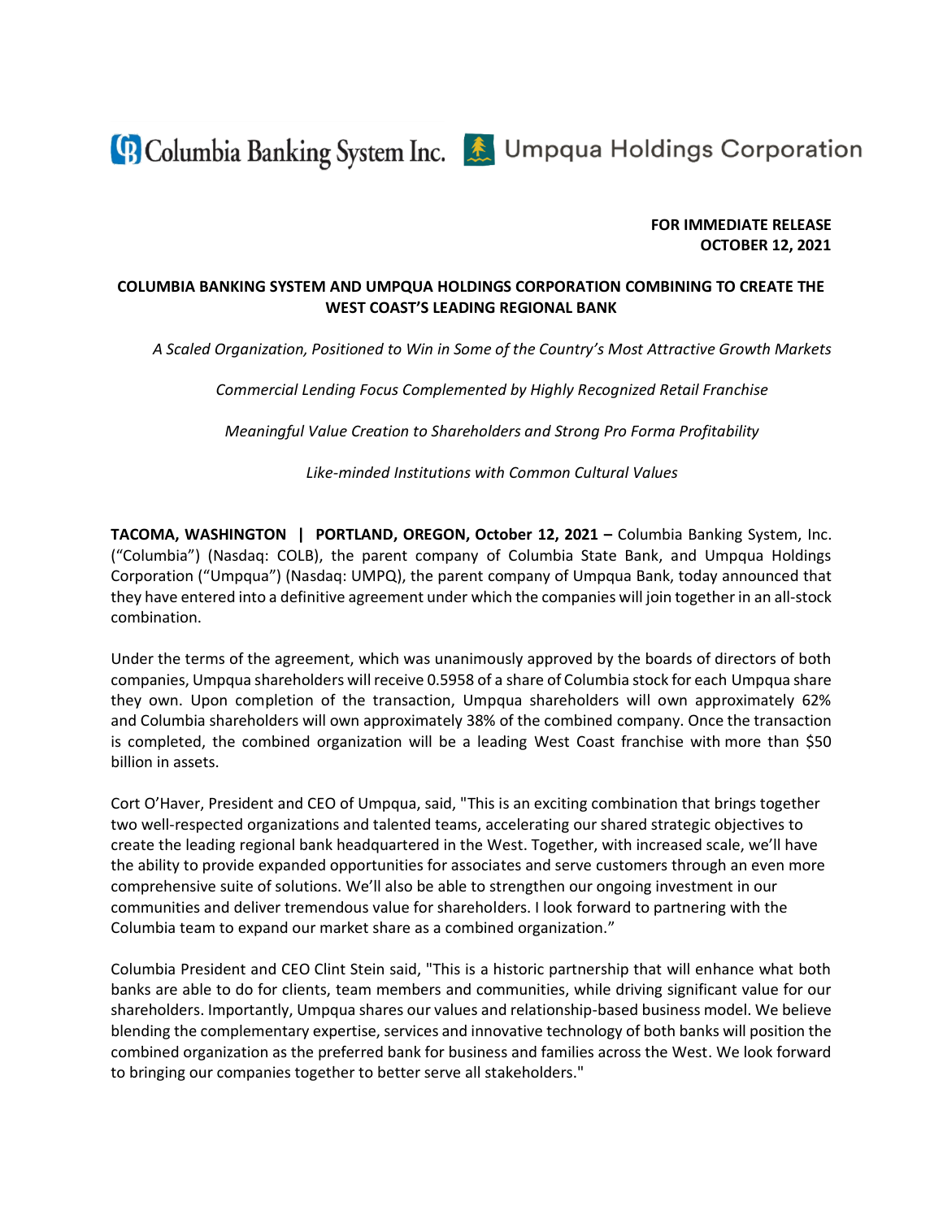Columbia Banking System Inc. Umpqua Holdings Corporation

**FOR IMMEDIATE RELEASE**
**OCTOBER 12, 2021**

# COLUMBIA BANKING SYSTEM AND UMPQUA HOLDINGS CORPORATION COMBINING TO CREATE THE WEST COAST'S LEADING REGIONAL BANK

*A Scaled Organization, Positioned to Win in Some of the Country's Most Attractive Growth Markets*

*Commercial Lending Focus Complemented by Highly Recognized Retail Franchise*

*Meaningful Value Creation to Shareholders and Strong Pro Forma Profitability*

*Like-minded Institutions with Common Cultural Values*

**TACOMA, WASHINGTON | PORTLAND, OREGON, October 12, 2021 –** Columbia Banking System, Inc. ("Columbia") (Nasdaq: COLB), the parent company of Columbia State Bank, and Umpqua Holdings Corporation ("Umpqua") (Nasdaq: UMPQ), the parent company of Umpqua Bank, today announced that they have entered into a definitive agreement under which the companies will join together in an all-stock combination.

Under the terms of the agreement, which was unanimously approved by the boards of directors of both companies, Umpqua shareholders will receive 0.5958 of a share of Columbia stock for each Umpqua share they own. Upon completion of the transaction, Umpqua shareholders will own approximately 62% and Columbia shareholders will own approximately 38% of the combined company. Once the transaction is completed, the combined organization will be a leading West Coast franchise with more than $50 billion in assets.

Cort O'Haver, President and CEO of Umpqua, said, "This is an exciting combination that brings together two well-respected organizations and talented teams, accelerating our shared strategic objectives to create the leading regional bank headquartered in the West. Together, with increased scale, we'll have the ability to provide expanded opportunities for associates and serve customers through an even more comprehensive suite of solutions. We'll also be able to strengthen our ongoing investment in our communities and deliver tremendous value for shareholders. I look forward to partnering with the Columbia team to expand our market share as a combined organization."

Columbia President and CEO Clint Stein said, "This is a historic partnership that will enhance what both banks are able to do for clients, team members and communities, while driving significant value for our shareholders. Importantly, Umpqua shares our values and relationship-based business model. We believe blending the complementary expertise, services and innovative technology of both banks will position the combined organization as the preferred bank for business and families across the West. We look forward to bringing our companies together to better serve all stakeholders."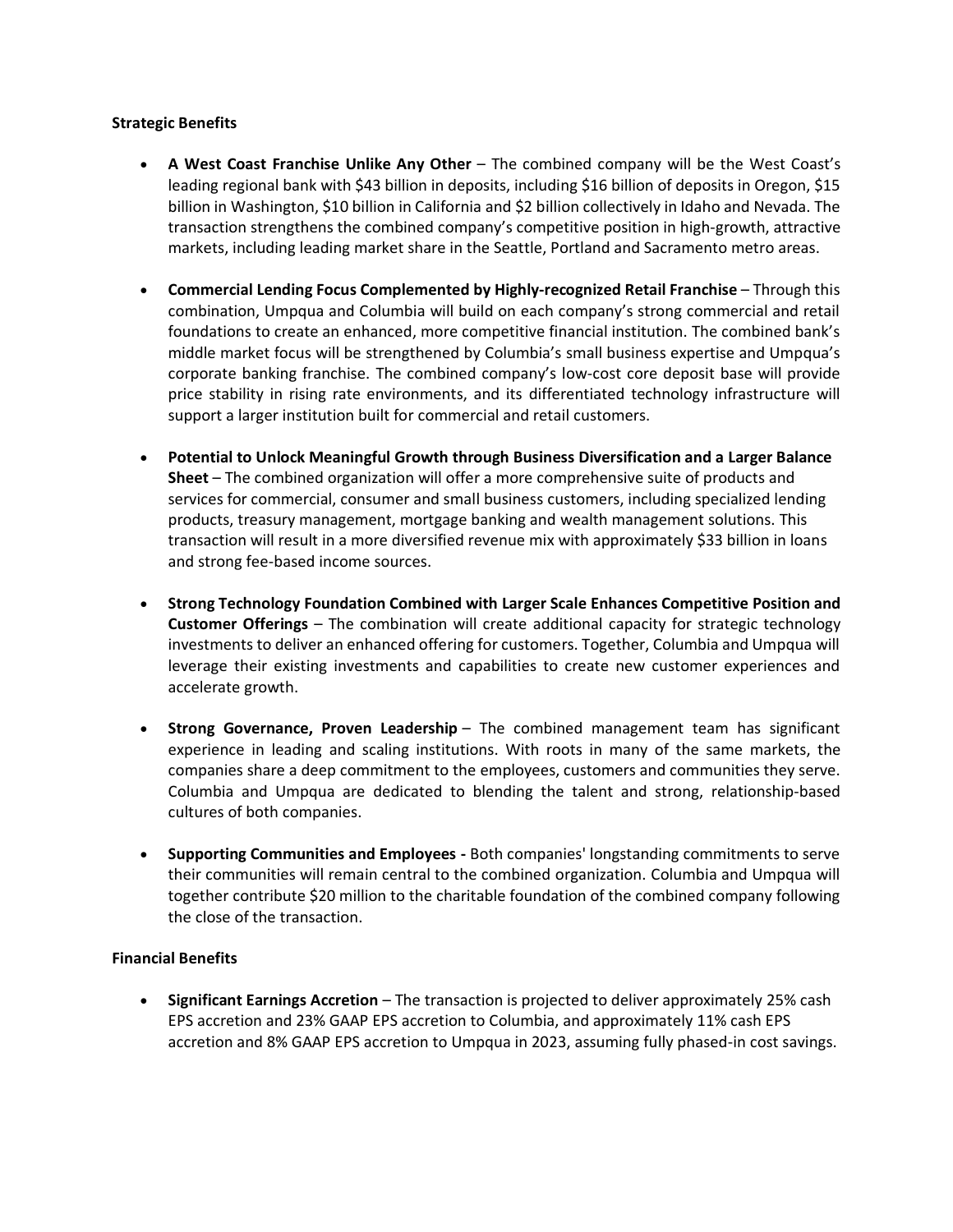**Strategic Benefits**

- **A West Coast Franchise Unlike Any Other** – The combined company will be the West Coast's leading regional bank with $43 billion in deposits, including $16 billion of deposits in Oregon, $15 billion in Washington, $10 billion in California and $2 billion collectively in Idaho and Nevada. The transaction strengthens the combined company's competitive position in high-growth, attractive markets, including leading market share in the Seattle, Portland and Sacramento metro areas.

- **Commercial Lending Focus Complemented by Highly-recognized Retail Franchise** – Through this combination, Umpqua and Columbia will build on each company's strong commercial and retail foundations to create an enhanced, more competitive financial institution. The combined bank's middle market focus will be strengthened by Columbia's small business expertise and Umpqua's corporate banking franchise. The combined company's low-cost core deposit base will provide price stability in rising rate environments, and its differentiated technology infrastructure will support a larger institution built for commercial and retail customers.

- **Potential to Unlock Meaningful Growth through Business Diversification and a Larger Balance Sheet** – The combined organization will offer a more comprehensive suite of products and services for commercial, consumer and small business customers, including specialized lending products, treasury management, mortgage banking and wealth management solutions. This transaction will result in a more diversified revenue mix with approximately $33 billion in loans and strong fee-based income sources.

- **Strong Technology Foundation Combined with Larger Scale Enhances Competitive Position and Customer Offerings** – The combination will create additional capacity for strategic technology investments to deliver an enhanced offering for customers. Together, Columbia and Umpqua will leverage their existing investments and capabilities to create new customer experiences and accelerate growth.

- **Strong Governance, Proven Leadership** – The combined management team has significant experience in leading and scaling institutions. With roots in many of the same markets, the companies share a deep commitment to the employees, customers and communities they serve. Columbia and Umpqua are dedicated to blending the talent and strong, relationship-based cultures of both companies.

- **Supporting Communities and Employees -** Both companies' longstanding commitments to serve their communities will remain central to the combined organization. Columbia and Umpqua will together contribute $20 million to the charitable foundation of the combined company following the close of the transaction.

**Financial Benefits**

- **Significant Earnings Accretion** – The transaction is projected to deliver approximately 25% cash EPS accretion and 23% GAAP EPS accretion to Columbia, and approximately 11% cash EPS accretion and 8% GAAP EPS accretion to Umpqua in 2023, assuming fully phased-in cost savings.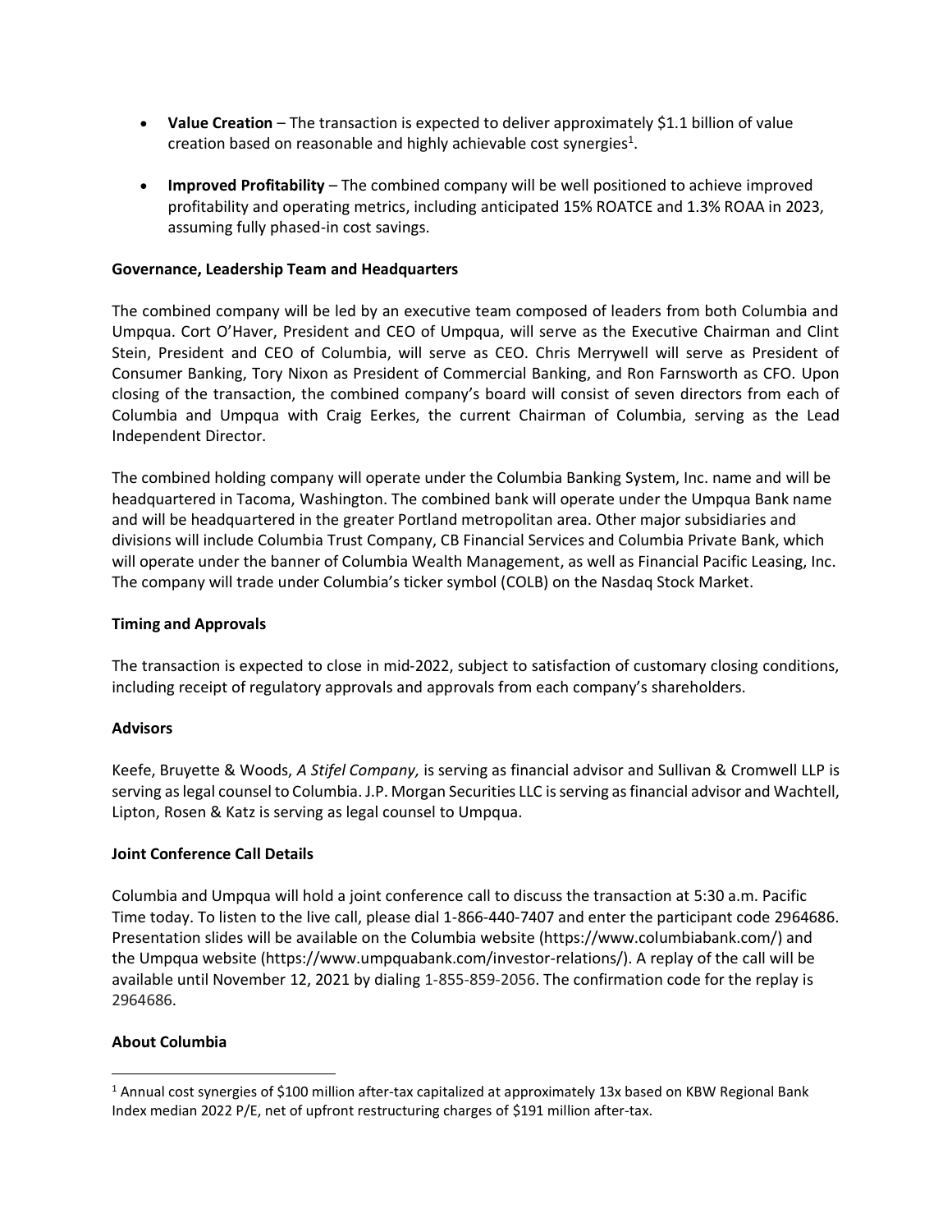- **Value Creation** – The transaction is expected to deliver approximately $1.1 billion of value creation based on reasonable and highly achievable cost synergies[1].
- **Improved Profitability** – The combined company will be well positioned to achieve improved profitability and operating metrics, including anticipated 15% ROATCE and 1.3% ROAA in 2023, assuming fully phased-in cost savings.

**Governance, Leadership Team and Headquarters**

The combined company will be led by an executive team composed of leaders from both Columbia and Umpqua. Cort O'Haver, President and CEO of Umpqua, will serve as the Executive Chairman and Clint Stein, President and CEO of Columbia, will serve as CEO. Chris Merrywell will serve as President of Consumer Banking, Tory Nixon as President of Commercial Banking, and Ron Farnsworth as CFO. Upon closing of the transaction, the combined company's board will consist of seven directors from each of Columbia and Umpqua with Craig Eerkes, the current Chairman of Columbia, serving as the Lead Independent Director.

The combined holding company will operate under the Columbia Banking System, Inc. name and will be headquartered in Tacoma, Washington. The combined bank will operate under the Umpqua Bank name and will be headquartered in the greater Portland metropolitan area. Other major subsidiaries and divisions will include Columbia Trust Company, CB Financial Services and Columbia Private Bank, which will operate under the banner of Columbia Wealth Management, as well as Financial Pacific Leasing, Inc. The company will trade under Columbia's ticker symbol (COLB) on the Nasdaq Stock Market.

**Timing and Approvals**

The transaction is expected to close in mid-2022, subject to satisfaction of customary closing conditions, including receipt of regulatory approvals and approvals from each company's shareholders.

**Advisors**

Keefe, Bruyette & Woods, *A Stifel Company,* is serving as financial advisor and Sullivan & Cromwell LLP is serving as legal counsel to Columbia. J.P. Morgan Securities LLC is serving as financial advisor and Wachtell, Lipton, Rosen & Katz is serving as legal counsel to Umpqua.

**Joint Conference Call Details**

Columbia and Umpqua will hold a joint conference call to discuss the transaction at 5:30 a.m. Pacific Time today. To listen to the live call, please dial 1-866-440-7407 and enter the participant code 2964686. Presentation slides will be available on the Columbia website (https://www.columbiabank.com/) and the Umpqua website (https://www.umpquabank.com/investor-relations/). A replay of the call will be available until November 12, 2021 by dialing 1-855-859-2056. The confirmation code for the replay is 2964686.

**About Columbia**

[1] Annual cost synergies of $100 million after-tax capitalized at approximately 13x based on KBW Regional Bank Index median 2022 P/E, net of upfront restructuring charges of $191 million after-tax.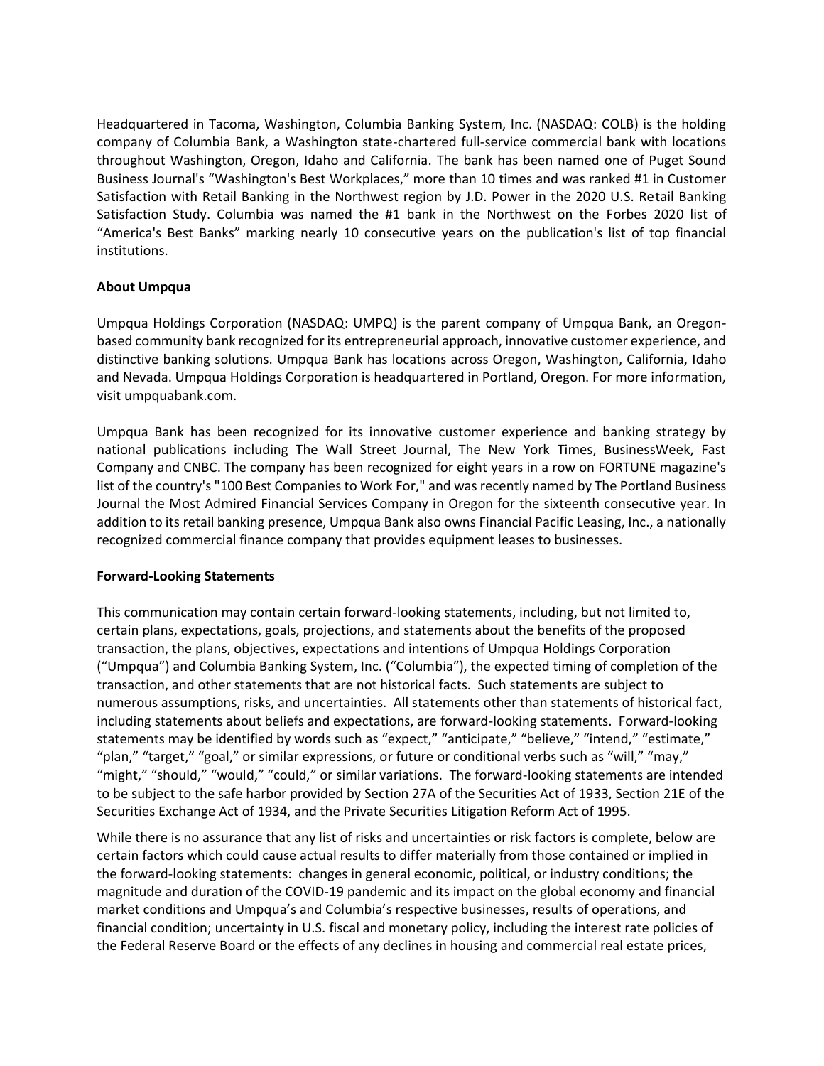Headquartered in Tacoma, Washington, Columbia Banking System, Inc. (NASDAQ: COLB) is the holding company of Columbia Bank, a Washington state-chartered full-service commercial bank with locations throughout Washington, Oregon, Idaho and California. The bank has been named one of Puget Sound Business Journal's "Washington's Best Workplaces," more than 10 times and was ranked #1 in Customer Satisfaction with Retail Banking in the Northwest region by J.D. Power in the 2020 U.S. Retail Banking Satisfaction Study. Columbia was named the #1 bank in the Northwest on the Forbes 2020 list of "America's Best Banks" marking nearly 10 consecutive years on the publication's list of top financial institutions.

**About Umpqua**

Umpqua Holdings Corporation (NASDAQ: UMPQ) is the parent company of Umpqua Bank, an Oregon-based community bank recognized for its entrepreneurial approach, innovative customer experience, and distinctive banking solutions. Umpqua Bank has locations across Oregon, Washington, California, Idaho and Nevada. Umpqua Holdings Corporation is headquartered in Portland, Oregon. For more information, visit umpquabank.com.

Umpqua Bank has been recognized for its innovative customer experience and banking strategy by national publications including The Wall Street Journal, The New York Times, BusinessWeek, Fast Company and CNBC. The company has been recognized for eight years in a row on FORTUNE magazine's list of the country's "100 Best Companies to Work For," and was recently named by The Portland Business Journal the Most Admired Financial Services Company in Oregon for the sixteenth consecutive year. In addition to its retail banking presence, Umpqua Bank also owns Financial Pacific Leasing, Inc., a nationally recognized commercial finance company that provides equipment leases to businesses.

**Forward-Looking Statements**

This communication may contain certain forward-looking statements, including, but not limited to, certain plans, expectations, goals, projections, and statements about the benefits of the proposed transaction, the plans, objectives, expectations and intentions of Umpqua Holdings Corporation ("Umpqua") and Columbia Banking System, Inc. ("Columbia"), the expected timing of completion of the transaction, and other statements that are not historical facts. Such statements are subject to numerous assumptions, risks, and uncertainties. All statements other than statements of historical fact, including statements about beliefs and expectations, are forward-looking statements. Forward-looking statements may be identified by words such as "expect," "anticipate," "believe," "intend," "estimate," "plan," "target," "goal," or similar expressions, or future or conditional verbs such as "will," "may," "might," "should," "would," "could," or similar variations. The forward-looking statements are intended to be subject to the safe harbor provided by Section 27A of the Securities Act of 1933, Section 21E of the Securities Exchange Act of 1934, and the Private Securities Litigation Reform Act of 1995.

While there is no assurance that any list of risks and uncertainties or risk factors is complete, below are certain factors which could cause actual results to differ materially from those contained or implied in the forward-looking statements: changes in general economic, political, or industry conditions; the magnitude and duration of the COVID-19 pandemic and its impact on the global economy and financial market conditions and Umpqua's and Columbia's respective businesses, results of operations, and financial condition; uncertainty in U.S. fiscal and monetary policy, including the interest rate policies of the Federal Reserve Board or the effects of any declines in housing and commercial real estate prices,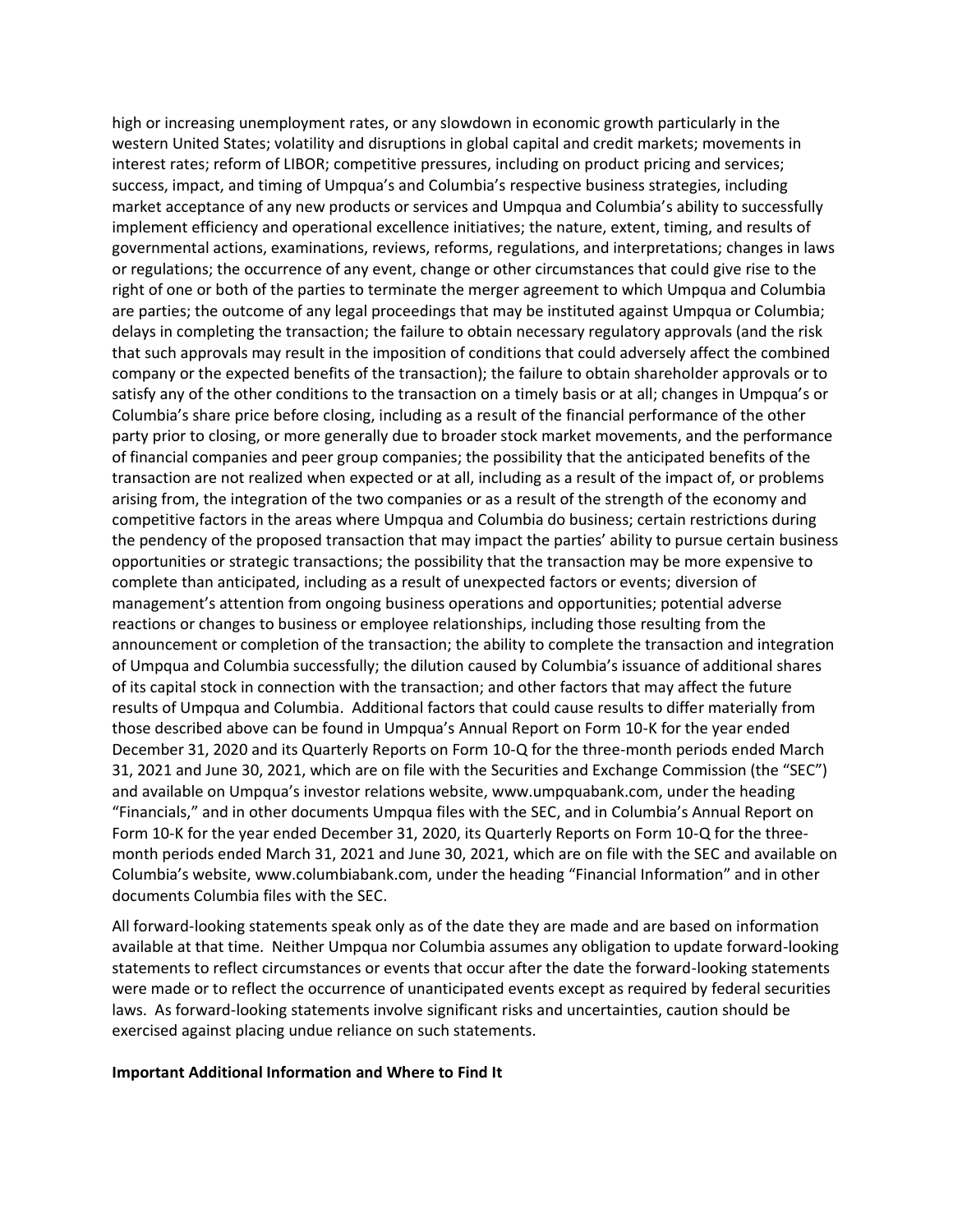high or increasing unemployment rates, or any slowdown in economic growth particularly in the western United States; volatility and disruptions in global capital and credit markets; movements in interest rates; reform of LIBOR; competitive pressures, including on product pricing and services; success, impact, and timing of Umpqua's and Columbia's respective business strategies, including market acceptance of any new products or services and Umpqua and Columbia's ability to successfully implement efficiency and operational excellence initiatives; the nature, extent, timing, and results of governmental actions, examinations, reviews, reforms, regulations, and interpretations; changes in laws or regulations; the occurrence of any event, change or other circumstances that could give rise to the right of one or both of the parties to terminate the merger agreement to which Umpqua and Columbia are parties; the outcome of any legal proceedings that may be instituted against Umpqua or Columbia; delays in completing the transaction; the failure to obtain necessary regulatory approvals (and the risk that such approvals may result in the imposition of conditions that could adversely affect the combined company or the expected benefits of the transaction); the failure to obtain shareholder approvals or to satisfy any of the other conditions to the transaction on a timely basis or at all; changes in Umpqua's or Columbia's share price before closing, including as a result of the financial performance of the other party prior to closing, or more generally due to broader stock market movements, and the performance of financial companies and peer group companies; the possibility that the anticipated benefits of the transaction are not realized when expected or at all, including as a result of the impact of, or problems arising from, the integration of the two companies or as a result of the strength of the economy and competitive factors in the areas where Umpqua and Columbia do business; certain restrictions during the pendency of the proposed transaction that may impact the parties' ability to pursue certain business opportunities or strategic transactions; the possibility that the transaction may be more expensive to complete than anticipated, including as a result of unexpected factors or events; diversion of management's attention from ongoing business operations and opportunities; potential adverse reactions or changes to business or employee relationships, including those resulting from the announcement or completion of the transaction; the ability to complete the transaction and integration of Umpqua and Columbia successfully; the dilution caused by Columbia's issuance of additional shares of its capital stock in connection with the transaction; and other factors that may affect the future results of Umpqua and Columbia. Additional factors that could cause results to differ materially from those described above can be found in Umpqua's Annual Report on Form 10-K for the year ended December 31, 2020 and its Quarterly Reports on Form 10-Q for the three-month periods ended March 31, 2021 and June 30, 2021, which are on file with the Securities and Exchange Commission (the "SEC") and available on Umpqua's investor relations website, www.umpquabank.com, under the heading "Financials," and in other documents Umpqua files with the SEC, and in Columbia's Annual Report on Form 10-K for the year ended December 31, 2020, its Quarterly Reports on Form 10-Q for the three-month periods ended March 31, 2021 and June 30, 2021, which are on file with the SEC and available on Columbia's website, www.columbiabank.com, under the heading "Financial Information" and in other documents Columbia files with the SEC.

All forward-looking statements speak only as of the date they are made and are based on information available at that time. Neither Umpqua nor Columbia assumes any obligation to update forward-looking statements to reflect circumstances or events that occur after the date the forward-looking statements were made or to reflect the occurrence of unanticipated events except as required by federal securities laws. As forward-looking statements involve significant risks and uncertainties, caution should be exercised against placing undue reliance on such statements.

**Important Additional Information and Where to Find It**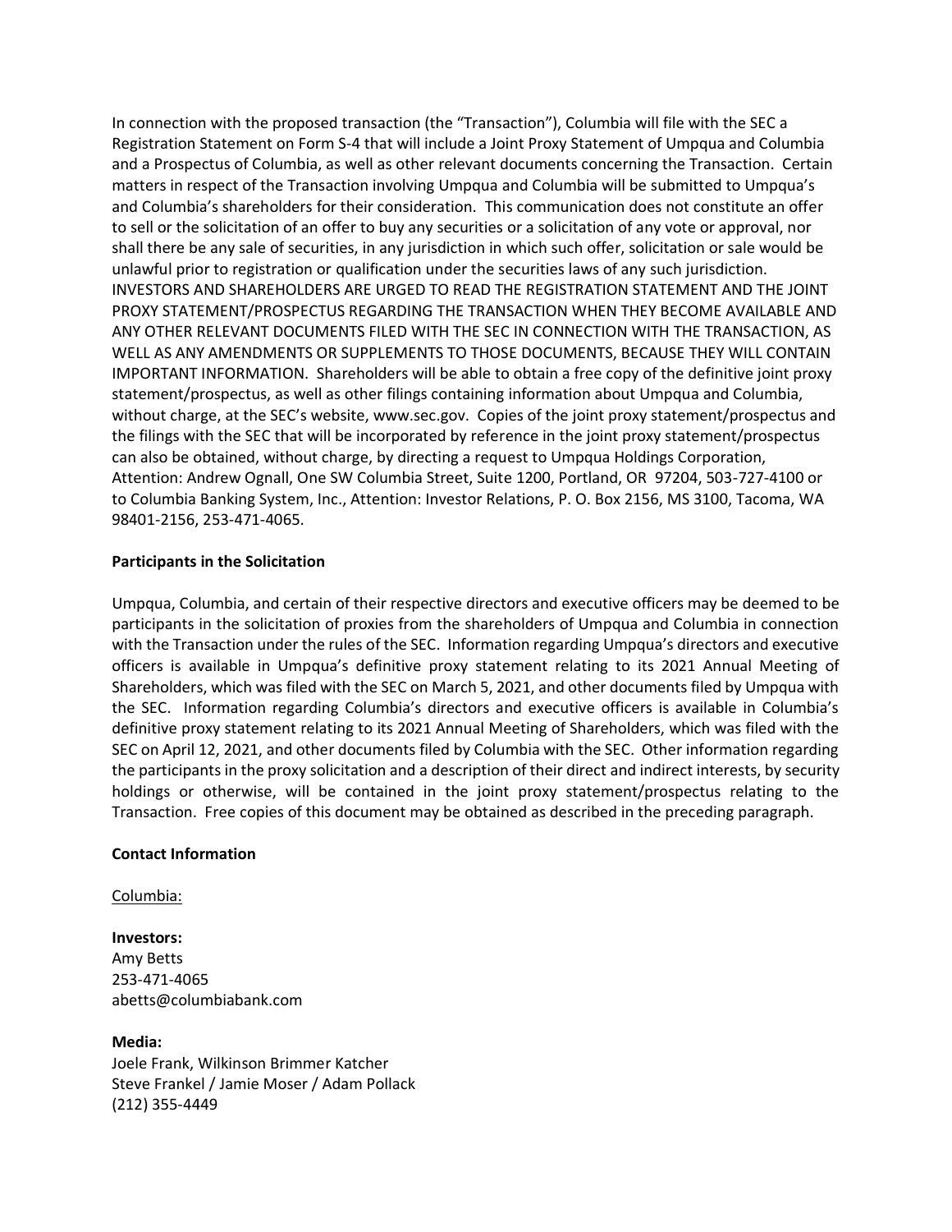In connection with the proposed transaction (the "Transaction"), Columbia will file with the SEC a Registration Statement on Form S-4 that will include a Joint Proxy Statement of Umpqua and Columbia and a Prospectus of Columbia, as well as other relevant documents concerning the Transaction. Certain matters in respect of the Transaction involving Umpqua and Columbia will be submitted to Umpqua's and Columbia's shareholders for their consideration. This communication does not constitute an offer to sell or the solicitation of an offer to buy any securities or a solicitation of any vote or approval, nor shall there be any sale of securities, in any jurisdiction in which such offer, solicitation or sale would be unlawful prior to registration or qualification under the securities laws of any such jurisdiction. INVESTORS AND SHAREHOLDERS ARE URGED TO READ THE REGISTRATION STATEMENT AND THE JOINT PROXY STATEMENT/PROSPECTUS REGARDING THE TRANSACTION WHEN THEY BECOME AVAILABLE AND ANY OTHER RELEVANT DOCUMENTS FILED WITH THE SEC IN CONNECTION WITH THE TRANSACTION, AS WELL AS ANY AMENDMENTS OR SUPPLEMENTS TO THOSE DOCUMENTS, BECAUSE THEY WILL CONTAIN IMPORTANT INFORMATION. Shareholders will be able to obtain a free copy of the definitive joint proxy statement/prospectus, as well as other filings containing information about Umpqua and Columbia, without charge, at the SEC's website, www.sec.gov. Copies of the joint proxy statement/prospectus and the filings with the SEC that will be incorporated by reference in the joint proxy statement/prospectus can also be obtained, without charge, by directing a request to Umpqua Holdings Corporation, Attention: Andrew Ognall, One SW Columbia Street, Suite 1200, Portland, OR 97204, 503-727-4100 or to Columbia Banking System, Inc., Attention: Investor Relations, P. O. Box 2156, MS 3100, Tacoma, WA 98401-2156, 253-471-4065.

**Participants in the Solicitation**

Umpqua, Columbia, and certain of their respective directors and executive officers may be deemed to be participants in the solicitation of proxies from the shareholders of Umpqua and Columbia in connection with the Transaction under the rules of the SEC. Information regarding Umpqua's directors and executive officers is available in Umpqua's definitive proxy statement relating to its 2021 Annual Meeting of Shareholders, which was filed with the SEC on March 5, 2021, and other documents filed by Umpqua with the SEC. Information regarding Columbia's directors and executive officers is available in Columbia's definitive proxy statement relating to its 2021 Annual Meeting of Shareholders, which was filed with the SEC on April 12, 2021, and other documents filed by Columbia with the SEC. Other information regarding the participants in the proxy solicitation and a description of their direct and indirect interests, by security holdings or otherwise, will be contained in the joint proxy statement/prospectus relating to the Transaction. Free copies of this document may be obtained as described in the preceding paragraph.

**Contact Information**

Columbia:

**Investors:**
Amy Betts
253-471-4065
abetts@columbiabank.com

**Media:**
Joele Frank, Wilkinson Brimmer Katcher
Steve Frankel / Jamie Moser / Adam Pollack
(212) 355-4449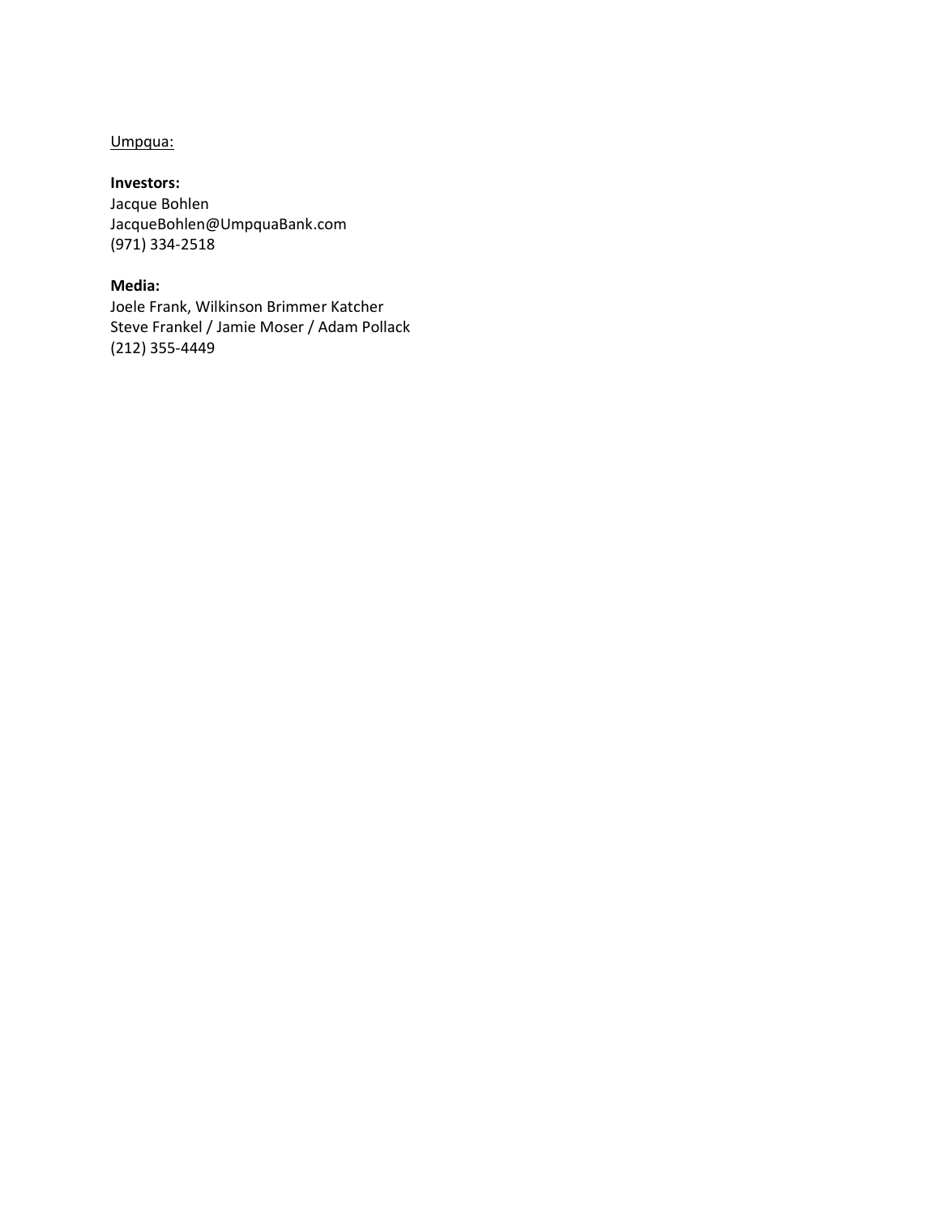<u>Umpqua:</u>

**Investors:**
Jacque Bohlen
JacqueBohlen@UmpquaBank.com
(971) 334-2518

**Media:**
Joele Frank, Wilkinson Brimmer Katcher
Steve Frankel / Jamie Moser / Adam Pollack
(212) 355-4449